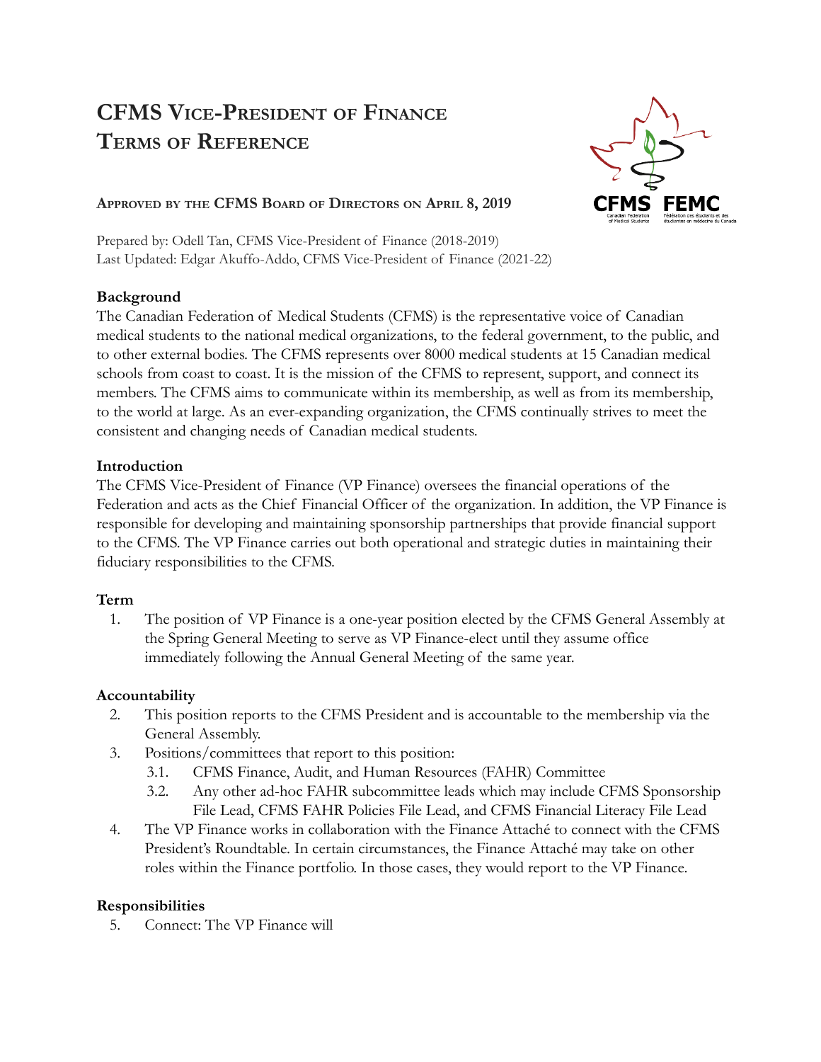# CFMS Vice-President of Finance Terms of Reference

**Approved by the CFMS Board of Directors on April 8, 2019**

Prepared by: Odell Tan, CFMS Vice-President of Finance (2018-2019)
Last Updated: Edgar Akuffo-Addo, CFMS Vice-President of Finance (2021-22)

**Background**

The Canadian Federation of Medical Students (CFMS) is the representative voice of Canadian medical students to the national medical organizations, to the federal government, to the public, and to other external bodies. The CFMS represents over 8000 medical students at 15 Canadian medical schools from coast to coast. It is the mission of the CFMS to represent, support, and connect its members. The CFMS aims to communicate within its membership, as well as from its membership, to the world at large. As an ever-expanding organization, the CFMS continually strives to meet the consistent and changing needs of Canadian medical students.

**Introduction**

The CFMS Vice-President of Finance (VP Finance) oversees the financial operations of the Federation and acts as the Chief Financial Officer of the organization. In addition, the VP Finance is responsible for developing and maintaining sponsorship partnerships that provide financial support to the CFMS. The VP Finance carries out both operational and strategic duties in maintaining their fiduciary responsibilities to the CFMS.

**Term**

1. The position of VP Finance is a one-year position elected by the CFMS General Assembly at the Spring General Meeting to serve as VP Finance-elect until they assume office immediately following the Annual General Meeting of the same year.

**Accountability**

2. This position reports to the CFMS President and is accountable to the membership via the General Assembly.
3. Positions/committees that report to this position:
   - 3.1. CFMS Finance, Audit, and Human Resources (FAHR) Committee
   - 3.2. Any other ad-hoc FAHR subcommittee leads which may include CFMS Sponsorship File Lead, CFMS FAHR Policies File Lead, and CFMS Financial Literacy File Lead
4. The VP Finance works in collaboration with the Finance Attaché to connect with the CFMS President's Roundtable. In certain circumstances, the Finance Attaché may take on other roles within the Finance portfolio. In those cases, they would report to the VP Finance.

**Responsibilities**

5. Connect: The VP Finance will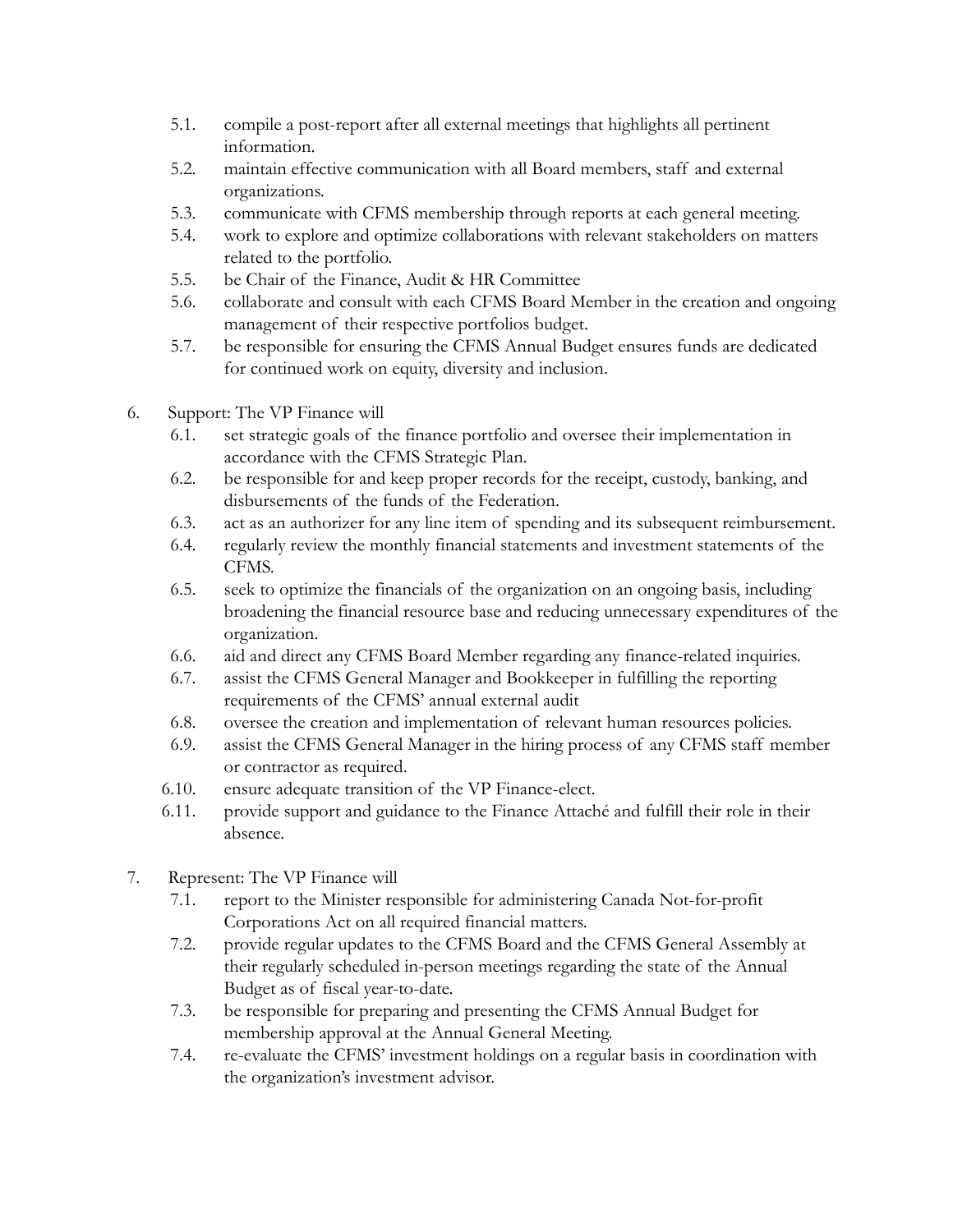- 5.1. compile a post-report after all external meetings that highlights all pertinent information.
- 5.2. maintain effective communication with all Board members, staff and external organizations.
- 5.3. communicate with CFMS membership through reports at each general meeting.
- 5.4. work to explore and optimize collaborations with relevant stakeholders on matters related to the portfolio.
- 5.5. be Chair of the Finance, Audit & HR Committee
- 5.6. collaborate and consult with each CFMS Board Member in the creation and ongoing management of their respective portfolios budget.
- 5.7. be responsible for ensuring the CFMS Annual Budget ensures funds are dedicated for continued work on equity, diversity and inclusion.

6. Support: The VP Finance will
   - 6.1. set strategic goals of the finance portfolio and oversee their implementation in accordance with the CFMS Strategic Plan.
   - 6.2. be responsible for and keep proper records for the receipt, custody, banking, and disbursements of the funds of the Federation.
   - 6.3. act as an authorizer for any line item of spending and its subsequent reimbursement.
   - 6.4. regularly review the monthly financial statements and investment statements of the CFMS.
   - 6.5. seek to optimize the financials of the organization on an ongoing basis, including broadening the financial resource base and reducing unnecessary expenditures of the organization.
   - 6.6. aid and direct any CFMS Board Member regarding any finance-related inquiries.
   - 6.7. assist the CFMS General Manager and Bookkeeper in fulfilling the reporting requirements of the CFMS' annual external audit
   - 6.8. oversee the creation and implementation of relevant human resources policies.
   - 6.9. assist the CFMS General Manager in the hiring process of any CFMS staff member or contractor as required.
   - 6.10. ensure adequate transition of the VP Finance-elect.
   - 6.11. provide support and guidance to the Finance Attaché and fulfill their role in their absence.

7. Represent: The VP Finance will
   - 7.1. report to the Minister responsible for administering Canada Not-for-profit Corporations Act on all required financial matters.
   - 7.2. provide regular updates to the CFMS Board and the CFMS General Assembly at their regularly scheduled in-person meetings regarding the state of the Annual Budget as of fiscal year-to-date.
   - 7.3. be responsible for preparing and presenting the CFMS Annual Budget for membership approval at the Annual General Meeting.
   - 7.4. re-evaluate the CFMS' investment holdings on a regular basis in coordination with the organization's investment advisor.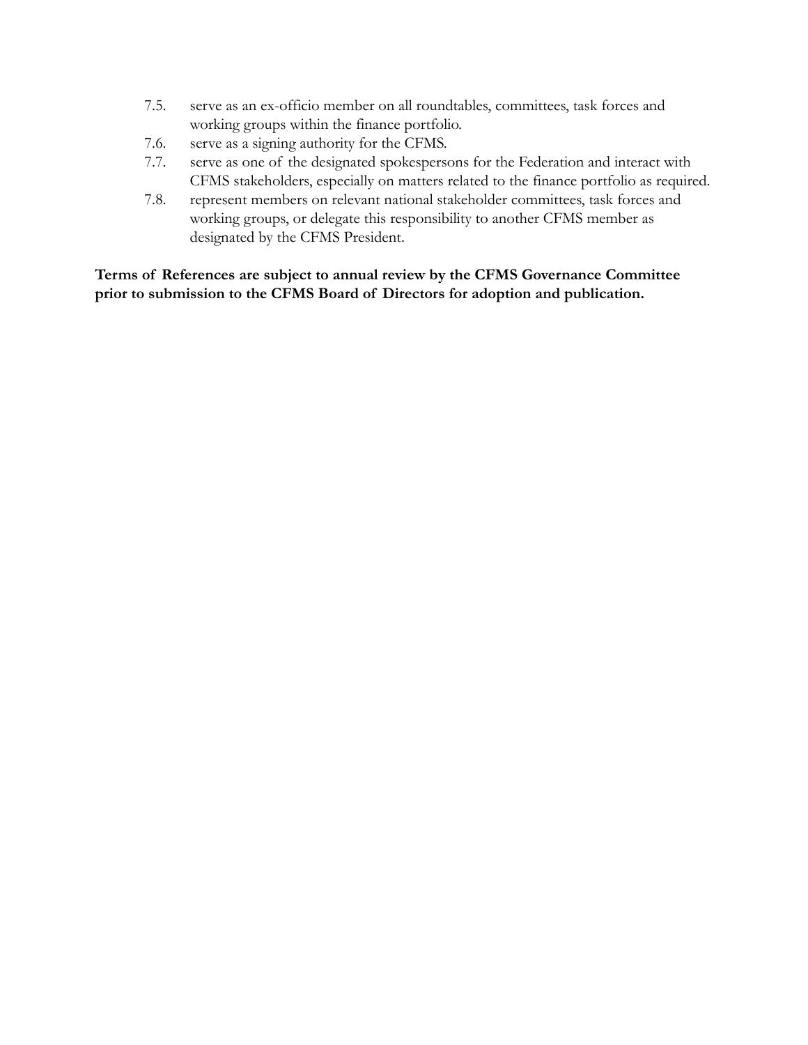7.5. serve as an ex-officio member on all roundtables, committees, task forces and working groups within the finance portfolio.

7.6. serve as a signing authority for the CFMS.

7.7. serve as one of the designated spokespersons for the Federation and interact with CFMS stakeholders, especially on matters related to the finance portfolio as required.

7.8. represent members on relevant national stakeholder committees, task forces and working groups, or delegate this responsibility to another CFMS member as designated by the CFMS President.

**Terms of References are subject to annual review by the CFMS Governance Committee prior to submission to the CFMS Board of Directors for adoption and publication.**